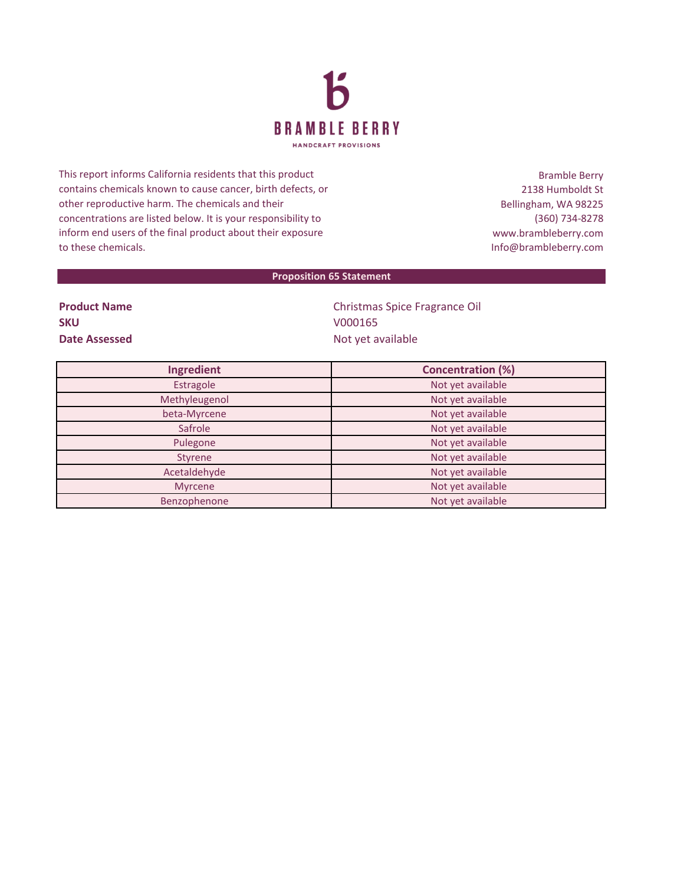# BRAMBLE BERRY

HANDCRAFT PROVISIONS

This report informs California residents that this product contains chemicals known to cause cancer, birth defects, or other reproductive harm. The chemicals and their concentrations are listed below. It is your responsibility to inform end users of the final product about their exposure to these chemicals.

Bramble Berry
2138 Humboldt St
Bellingham, WA 98225
(360) 734-8278
www.brambleberry.com
Info@brambleberry.com

## Proposition 65 Statement

**Product Name** Christmas Spice Fragrance Oil
**SKU** V000165
**Date Assessed** Not yet available

| Ingredient | Concentration (%) |
|---|---|
| Estragole | Not yet available |
| Methyleugenol | Not yet available |
| beta-Myrcene | Not yet available |
| Safrole | Not yet available |
| Pulegone | Not yet available |
| Styrene | Not yet available |
| Acetaldehyde | Not yet available |
| Myrcene | Not yet available |
| Benzophenone | Not yet available |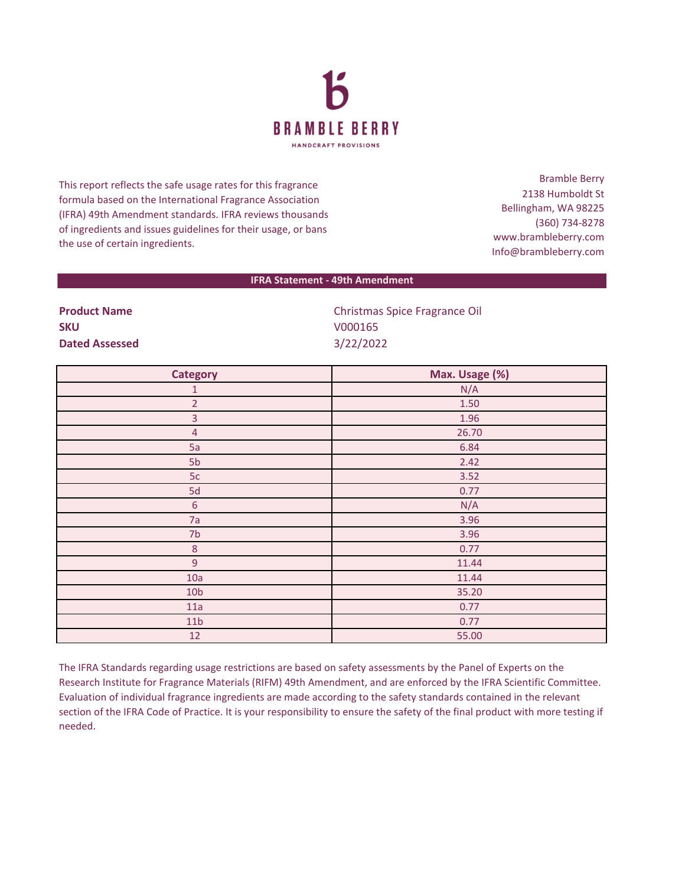**BRAMBLE BERRY**

HANDCRAFT PROVISIONS

This report reflects the safe usage rates for this fragrance formula based on the International Fragrance Association (IFRA) 49th Amendment standards. IFRA reviews thousands of ingredients and issues guidelines for their usage, or bans the use of certain ingredients.

Bramble Berry
2138 Humboldt St
Bellingham, WA 98225
(360) 734-8278
www.brambleberry.com
Info@brambleberry.com

## IFRA Statement - 49th Amendment

| | |
|---|---|
| **Product Name** | Christmas Spice Fragrance Oil |
| **SKU** | V000165 |
| **Dated Assessed** | 3/22/2022 |

| Category | Max. Usage (%) |
|---|---|
| 1 | N/A |
| 2 | 1.50 |
| 3 | 1.96 |
| 4 | 26.70 |
| 5a | 6.84 |
| 5b | 2.42 |
| 5c | 3.52 |
| 5d | 0.77 |
| 6 | N/A |
| 7a | 3.96 |
| 7b | 3.96 |
| 8 | 0.77 |
| 9 | 11.44 |
| 10a | 11.44 |
| 10b | 35.20 |
| 11a | 0.77 |
| 11b | 0.77 |
| 12 | 55.00 |

The IFRA Standards regarding usage restrictions are based on safety assessments by the Panel of Experts on the Research Institute for Fragrance Materials (RIFM) 49th Amendment, and are enforced by the IFRA Scientific Committee. Evaluation of individual fragrance ingredients are made according to the safety standards contained in the relevant section of the IFRA Code of Practice. It is your responsibility to ensure the safety of the final product with more testing if needed.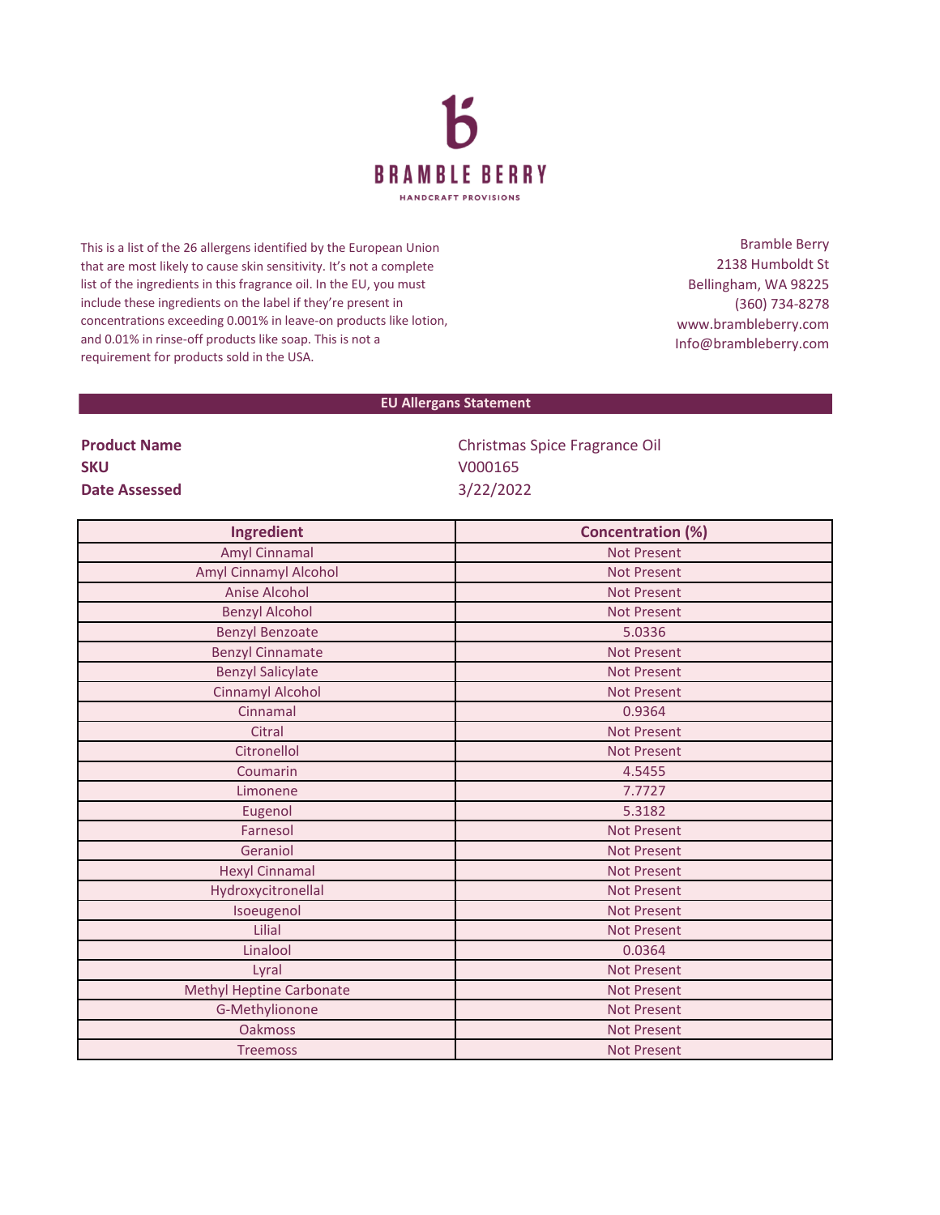# BRAMBLE BERRY

HANDCRAFT PROVISIONS

This is a list of the 26 allergens identified by the European Union that are most likely to cause skin sensitivity. It's not a complete list of the ingredients in this fragrance oil. In the EU, you must include these ingredients on the label if they're present in concentrations exceeding 0.001% in leave-on products like lotion, and 0.01% in rinse-off products like soap. This is not a requirement for products sold in the USA.

Bramble Berry
2138 Humboldt St
Bellingham, WA 98225
(360) 734-8278
www.brambleberry.com
Info@brambleberry.com

## EU Allergans Statement

**Product Name** Christmas Spice Fragrance Oil
**SKU** V000165
**Date Assessed** 3/22/2022

| Ingredient | Concentration (%) |
|---|---|
| Amyl Cinnamal | Not Present |
| Amyl Cinnamyl Alcohol | Not Present |
| Anise Alcohol | Not Present |
| Benzyl Alcohol | Not Present |
| Benzyl Benzoate | 5.0336 |
| Benzyl Cinnamate | Not Present |
| Benzyl Salicylate | Not Present |
| Cinnamyl Alcohol | Not Present |
| Cinnamal | 0.9364 |
| Citral | Not Present |
| Citronellol | Not Present |
| Coumarin | 4.5455 |
| Limonene | 7.7727 |
| Eugenol | 5.3182 |
| Farnesol | Not Present |
| Geraniol | Not Present |
| Hexyl Cinnamal | Not Present |
| Hydroxycitronellal | Not Present |
| Isoeugenol | Not Present |
| Lilial | Not Present |
| Linalool | 0.0364 |
| Lyral | Not Present |
| Methyl Heptine Carbonate | Not Present |
| G-Methylionone | Not Present |
| Oakmoss | Not Present |
| Treemoss | Not Present |